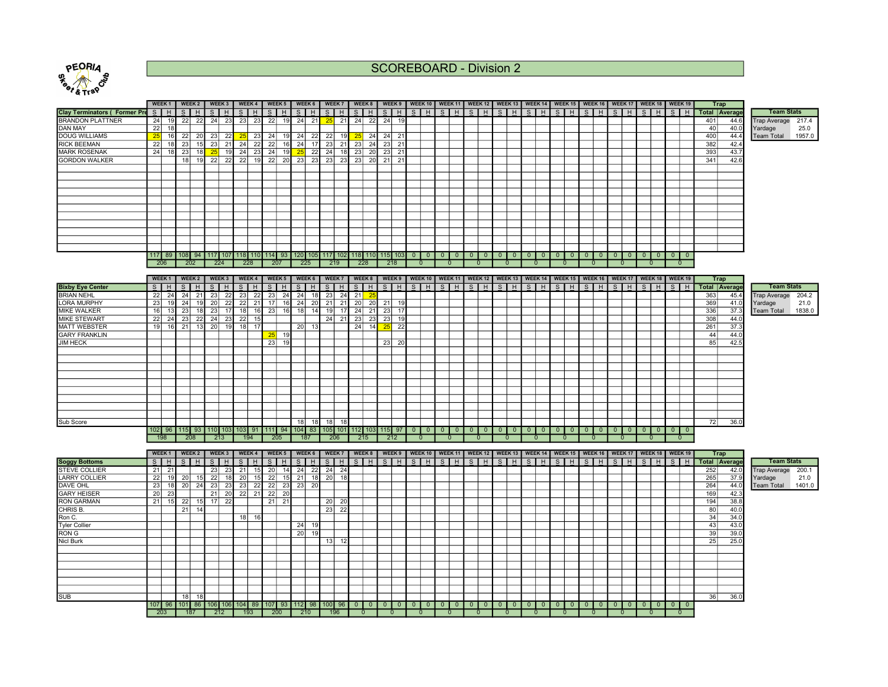# SCOREBOARD - Division 2

PEORIA Skeet & Trap Club

| Clay Terminators ( Former Pre | WEEK 1 S | WEEK 1 H | WEEK 2 S | WEEK 2 H | WEEK 3 S | WEEK 3 H | WEEK 4 S | WEEK 4 H | WEEK 5 S | WEEK 5 H | WEEK 6 S | WEEK 6 H | WEEK 7 S | WEEK 7 H | WEEK 8 S | WEEK 8 H | WEEK 9 S | WEEK 9 H | WEEK 10 S | WEEK 10 H | WEEK 11 S | WEEK 11 H | WEEK 12 S | WEEK 12 H | WEEK 13 S | WEEK 13 H | WEEK 14 S | WEEK 14 H | WEEK 15 S | WEEK 15 H | WEEK 16 S | WEEK 16 H | WEEK 17 S | WEEK 17 H | WEEK 18 S | WEEK 18 H | WEEK 19 S | WEEK 19 H | Trap Total | Trap Average |
|---|---|---|---|---|---|---|---|---|---|---|---|---|---|---|---|---|---|---|---|---|---|---|---|---|---|---|---|---|---|---|---|---|---|---|---|---|---|---|---|---|
| BRANDON PLATTNER | 24 | 19 | 22 | 22 | 24 | 23 | 23 | 23 | 22 | 19 | 24 | 21 | 25 | 21 | 24 | 22 | 24 | 19 | | | | | | | | | | | | | | | | | | | | | 401 | 44.6 |
| DAN MAY | 22 | 18 | | | | | | | | | | | | | | | | | | | | | | | | | | | | | | | | | | | | | 40 | 40.0 |
| DOUG WILLIAMS | 25 | 16 | 22 | 20 | 23 | 22 | 25 | 23 | 24 | 19 | 24 | 22 | 22 | 19 | 25 | 24 | 24 | 21 | | | | | | | | | | | | | | | | | | | | | 400 | 44.4 |
| RICK BEEMAN | 22 | 18 | 23 | 15 | 23 | 21 | 24 | 22 | 22 | 16 | 24 | 17 | 23 | 21 | 23 | 24 | 23 | 21 | | | | | | | | | | | | | | | | | | | | | 382 | 42.4 |
| MARK ROSENAK | 24 | 18 | 23 | 18 | 25 | 19 | 24 | 23 | 24 | 19 | 25 | 22 | 24 | 18 | 23 | 20 | 23 | 21 | | | | | | | | | | | | | | | | | | | | | 393 | 43.7 |
| GORDON WALKER | | | 18 | 19 | 22 | 22 | 22 | 19 | 22 | 20 | 23 | 23 | 23 | 23 | 23 | 20 | 21 | 21 | | | | | | | | | | | | | | | | | | | | | 341 | 42.6 |
| | 117 | 89 | 108 | 94 | 117 | 107 | 118 | 110 | 114 | 93 | 120 | 105 | 117 | 102 | 118 | 110 | 115 | 103 | 0 | 0 | 0 | 0 | 0 | 0 | 0 | 0 | 0 | 0 | 0 | 0 | 0 | 0 | 0 | 0 | 0 | 0 | 0 | 0 | | |
| | 206 | | 202 | | 224 | | 228 | | 207 | | 225 | | 219 | | 228 | | 218 | | 0 | | 0 | | 0 | | 0 | | 0 | | 0 | | 0 | | 0 | | 0 | | 0 | | | |

| Team Stats | |
|---|---|
| Trap Average | 217.4 |
| Yardage | 25.0 |
| Team Total | 1957.0 |

| Bixby Eye Center | WEEK 1 S | WEEK 1 H | WEEK 2 S | WEEK 2 H | WEEK 3 S | WEEK 3 H | WEEK 4 S | WEEK 4 H | WEEK 5 S | WEEK 5 H | WEEK 6 S | WEEK 6 H | WEEK 7 S | WEEK 7 H | WEEK 8 S | WEEK 8 H | WEEK 9 S | WEEK 9 H | WEEK 10 S | WEEK 10 H | WEEK 11 S | WEEK 11 H | WEEK 12 S | WEEK 12 H | WEEK 13 S | WEEK 13 H | WEEK 14 S | WEEK 14 H | WEEK 15 S | WEEK 15 H | WEEK 16 S | WEEK 16 H | WEEK 17 S | WEEK 17 H | WEEK 18 S | WEEK 18 H | WEEK 19 S | WEEK 19 H | Trap Total | Trap Average |
|---|---|---|---|---|---|---|---|---|---|---|---|---|---|---|---|---|---|---|---|---|---|---|---|---|---|---|---|---|---|---|---|---|---|---|---|---|---|---|---|---|
| BRIAN NEHL | 22 | 24 | 24 | 21 | 23 | 22 | 23 | 22 | 23 | 24 | 24 | 18 | 23 | 24 | 21 | 25 | | | | | | | | | | | | | | | | | | | | | | | 363 | 45.4 |
| LORA MURPHY | 23 | 19 | 24 | 19 | 20 | 22 | 22 | 21 | 17 | 16 | 24 | 20 | 21 | 21 | 20 | 20 | 21 | 19 | | | | | | | | | | | | | | | | | | | | | 369 | 41.0 |
| MIKE WALKER | 16 | 13 | 23 | 18 | 23 | 17 | 18 | 16 | 23 | 16 | 18 | 14 | 19 | 17 | 24 | 21 | 23 | 17 | | | | | | | | | | | | | | | | | | | | | 336 | 37.3 |
| MIKE STEWART | 22 | 24 | 23 | 22 | 24 | 23 | 22 | 15 | | | | | 24 | 21 | 23 | 23 | 23 | 19 | | | | | | | | | | | | | | | | | | | | | 308 | 44.0 |
| MATT WEBSTER | 19 | 16 | 21 | 13 | 20 | 19 | 18 | 17 | | | 20 | 13 | | | 24 | 14 | 25 | 22 | | | | | | | | | | | | | | | | | | | | | 261 | 37.3 |
| GARY FRANKLIN | | | | | | | | | 25 | 19 | | | | | | | | | | | | | | | | | | | | | | | | | | | | | 44 | 44.0 |
| JIM HECK | | | | | | | | | 23 | 19 | | | | | | | 23 | 20 | | | | | | | | | | | | | | | | | | | | | 85 | 42.5 |
| Sub Score | | | | | | | | | | | 18 | 18 | 18 | 18 | | | | | | | | | | | | | | | | | | | | | | | | | 72 | 36.0 |
| | 102 | 96 | 115 | 93 | 110 | 103 | 103 | 91 | 111 | 94 | 104 | 83 | 105 | 101 | 112 | 103 | 115 | 97 | 0 | 0 | 0 | 0 | 0 | 0 | 0 | 0 | 0 | 0 | 0 | 0 | 0 | 0 | 0 | 0 | 0 | 0 | 0 | 0 | | |
| | 198 | | 208 | | 213 | | 194 | | 205 | | 187 | | 206 | | 215 | | 212 | | 0 | | 0 | | 0 | | 0 | | 0 | | 0 | | 0 | | 0 | | 0 | | 0 | | | |

| Team Stats | |
|---|---|
| Trap Average | 204.2 |
| Yardage | 21.0 |
| Team Total | 1838.0 |

| Soggy Bottoms | WEEK 1 S | WEEK 1 H | WEEK 2 S | WEEK 2 H | WEEK 3 S | WEEK 3 H | WEEK 4 S | WEEK 4 H | WEEK 5 S | WEEK 5 H | WEEK 6 S | WEEK 6 H | WEEK 7 S | WEEK 7 H | WEEK 8 S | WEEK 8 H | WEEK 9 S | WEEK 9 H | WEEK 10 S | WEEK 10 H | WEEK 11 S | WEEK 11 H | WEEK 12 S | WEEK 12 H | WEEK 13 S | WEEK 13 H | WEEK 14 S | WEEK 14 H | WEEK 15 S | WEEK 15 H | WEEK 16 S | WEEK 16 H | WEEK 17 S | WEEK 17 H | WEEK 18 S | WEEK 18 H | WEEK 19 S | WEEK 19 H | Trap Total | Trap Average |
|---|---|---|---|---|---|---|---|---|---|---|---|---|---|---|---|---|---|---|---|---|---|---|---|---|---|---|---|---|---|---|---|---|---|---|---|---|---|---|---|---|
| STEVE COLLIER | 21 | 21 | | | 23 | 23 | 21 | 15 | 20 | 14 | 24 | 22 | 24 | 24 | | | | | | | | | | | | | | | | | | | | | | | | | 252 | 42.0 |
| LARRY COLLIER | 22 | 19 | 20 | 15 | 22 | 18 | 20 | 15 | 22 | 15 | 21 | 18 | 20 | 18 | | | | | | | | | | | | | | | | | | | | | | | | | 265 | 37.9 |
| DAVE OHL | 23 | 18 | 20 | 24 | 23 | 23 | 23 | 22 | 22 | 23 | 23 | 20 | | | | | | | | | | | | | | | | | | | | | | | | | | | 264 | 44.0 |
| GARY HEISER | 20 | 23 | | | 21 | 20 | 22 | 21 | 22 | 20 | | | | | | | | | | | | | | | | | | | | | | | | | | | | | 169 | 42.3 |
| RON GARMAN | 21 | 15 | 22 | 15 | 17 | 22 | | | 21 | 21 | | | 20 | 20 | | | | | | | | | | | | | | | | | | | | | | | | | 194 | 38.8 |
| CHRIS B. | | | 21 | 14 | | | | | | | | | 23 | 22 | | | | | | | | | | | | | | | | | | | | | | | | | 80 | 40.0 |
| Ron C. | | | | | | | 18 | 16 | | | | | | | | | | | | | | | | | | | | | | | | | | | | | | | 34 | 34.0 |
| Tyler Collier | | | | | | | | | | | 24 | 19 | | | | | | | | | | | | | | | | | | | | | | | | | | | 43 | 43.0 |
| RON G | | | | | | | | | | | 20 | 19 | | | | | | | | | | | | | | | | | | | | | | | | | | | 39 | 39.0 |
| Nicl Burk | | | | | | | | | | | | | 13 | 12 | | | | | | | | | | | | | | | | | | | | | | | | | 25 | 25.0 |
| SUB | | | 18 | 18 | | | | | | | | | | | | | | | | | | | | | | | | | | | | | | | | | | | 36 | 36.0 |
| | 107 | 96 | 101 | 86 | 106 | 106 | 104 | 89 | 107 | 93 | 112 | 98 | 100 | 96 | 0 | 0 | 0 | 0 | 0 | 0 | 0 | 0 | 0 | 0 | 0 | 0 | 0 | 0 | 0 | 0 | 0 | 0 | 0 | 0 | 0 | 0 | 0 | 0 | | |
| | 203 | | 187 | | 212 | | 193 | | 200 | | 210 | | 196 | | 0 | | 0 | | 0 | | 0 | | 0 | | 0 | | 0 | | 0 | | 0 | | 0 | | 0 | | 0 | | | |

| Team Stats | |
|---|---|
| Trap Average | 200.1 |
| Yardage | 21.0 |
| Team Total | 1401.0 |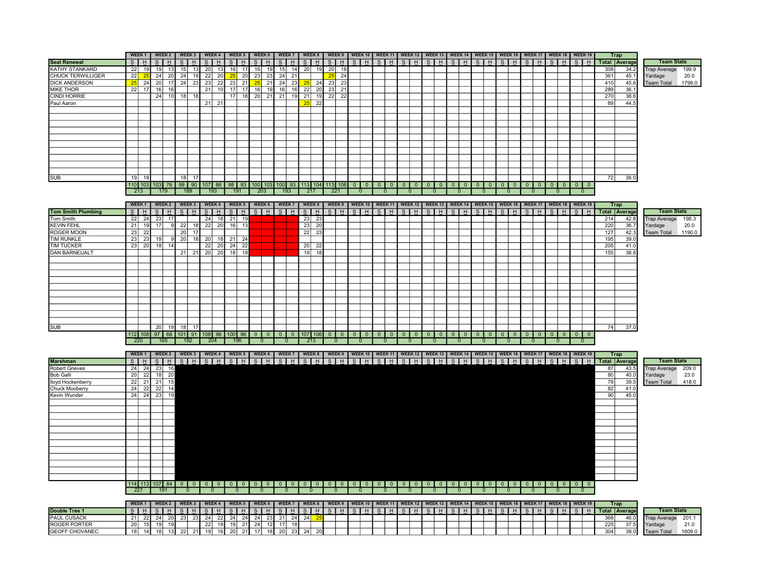| Seat Renewal | WEEK 1 | | WEEK 2 | | WEEK 3 | | WEEK 4 | | WEEK 5 | | WEEK 6 | | WEEK 7 | | WEEK 8 | | WEEK 9 | | WEEK 10 | | WEEK 11 | | WEEK 12 | | WEEK 13 | | WEEK 14 | | WEEK 15 | | WEEK 16 | | WEEK 17 | | WEEK 18 | | WEEK 19 | | Trap | |
|---|---|---|---|---|---|---|---|---|---|---|---|---|---|---|---|---|---|---|---|---|---|---|---|---|---|---|---|---|---|---|---|---|---|---|---|---|---|---|---|---|
| | S | H | S | H | S | H | S | H | S | H | S | H | S | H | S | H | S | H | S | H | S | H | S | H | S | H | S | H | S | H | S | H | S | H | S | H | S | H | Total | Average |
| KATHY STANKARD | 22 | 19 | 19 | 13 | 15 | 13 | 20 | 13 | 16 | 17 | 16 | 19 | 15 | 14 | 20 | 19 | 20 | 18 | | | | | | | | | | | | | | | | | | | | | 308 | 34.2 |
| CHUCK TERWILLIGER | 22 | 25 | 24 | 20 | 24 | 19 | 22 | 20 | 25 | 20 | 23 | 23 | 24 | 21 | | | 25 | 24 | | | | | | | | | | | | | | | | | | | | | 361 | 45.1 |
| DICK ANDERSON | 25 | 24 | 20 | 17 | 24 | 23 | 23 | 22 | 23 | 21 | 25 | 21 | 24 | 23 | 25 | 24 | 23 | 23 | | | | | | | | | | | | | | | | | | | | | 410 | 45.6 |
| MIKE THOR | 22 | 17 | 16 | 16 | | | 21 | 10 | 17 | 17 | 16 | 19 | 16 | 16 | 22 | 20 | 23 | 21 | | | | | | | | | | | | | | | | | | | | | 289 | 36.1 |
| CINDI HORRIE | | | 24 | 10 | 18 | 18 | | | 17 | 18 | 20 | 21 | 21 | 19 | 21 | 19 | 22 | 22 | | | | | | | | | | | | | | | | | | | | | 270 | 38.6 |
| Paul Aaron | | | | | | | 21 | 21 | | | | | | | 25 | 22 | | | | | | | | | | | | | | | | | | | | | | | 89 | 44.5 |
| SUB | 19 | 18 | | | 18 | 17 | | | | | | | | | | | | | | | | | | | | | | | | | | | | | | | | | 72 | 36.0 |
| | 110 | 103 | 103 | 76 | 99 | 90 | 107 | 86 | 98 | 93 | 100 | 103 | 100 | 93 | 113 | 104 | 113 | 108 | 0 | 0 | 0 | 0 | 0 | 0 | 0 | 0 | 0 | 0 | 0 | 0 | 0 | 0 | 0 | 0 | 0 | 0 | 0 | 0 | | |
| | 213 | | 179 | | 189 | | 193 | | 191 | | 203 | | 193 | | 217 | | 221 | | 0 | | 0 | | 0 | | 0 | | 0 | | 0 | | 0 | | 0 | | 0 | | 0 | | | |

| Team Stats | |
|---|---|
| Trap Average | 199.9 |
| Yardage | 20.0 |
| Team Total | 1799.0 |

| Tom Smith Plumbing | WEEK 1 | | WEEK 2 | | WEEK 3 | | WEEK 4 | | WEEK 5 | | WEEK 6 | | WEEK 7 | | WEEK 8 | | WEEK 9 | | WEEK 10 | | WEEK 11 | | WEEK 12 | | WEEK 13 | | WEEK 14 | | WEEK 15 | | WEEK 16 | | WEEK 17 | | WEEK 18 | | WEEK 19 | | Trap | |
|---|---|---|---|---|---|---|---|---|---|---|---|---|---|---|---|---|---|---|---|---|---|---|---|---|---|---|---|---|---|---|---|---|---|---|---|---|---|---|---|---|
| | S | H | S | H | S | H | S | H | S | H | S | H | S | H | S | H | S | H | S | H | S | H | S | H | S | H | S | H | S | H | S | H | S | H | S | H | S | H | Total | Average |
| Tom Smith | 22 | 24 | 23 | 17 | | | 24 | 18 | 21 | 19 | | | | | 23 | 23 | | | | | | | | | | | | | | | | | | | | | | | 214 | 42.8 |
| KEVIN FEHL | 21 | 19 | 17 | 9 | 22 | 18 | 22 | 20 | 16 | 13 | | | | | 23 | 20 | | | | | | | | | | | | | | | | | | | | | | | 220 | 36.7 |
| ROGER MOON | 23 | 22 | | | 20 | 17 | | | | | | | | | 22 | 23 | | | | | | | | | | | | | | | | | | | | | | | 127 | 42.3 |
| TIM RUNKLE | 23 | 23 | 19 | 9 | 20 | 18 | 20 | 18 | 21 | 24 | | | | | | | | | | | | | | | | | | | | | | | | | | | | | 195 | 39.0 |
| TIM TUCKER | 23 | 20 | 18 | 14 | | | 22 | 20 | 24 | 22 | | | | | 20 | 22 | | | | | | | | | | | | | | | | | | | | | | | 205 | 41.0 |
| DAN BARNEUALT | | | | | 21 | 21 | 20 | 20 | 18 | 18 | | | | | 19 | 18 | | | | | | | | | | | | | | | | | | | | | | | 155 | 38.8 |
| SUB | | | 20 | 19 | 18 | 17 | | | | | | | | | | | | | | | | | | | | | | | | | | | | | | | | | 74 | 37.0 |
| | 112 | 108 | 97 | 68 | 101 | 91 | 108 | 96 | 100 | 96 | 0 | 0 | 0 | 0 | 107 | 106 | 0 | 0 | 0 | 0 | 0 | 0 | 0 | 0 | 0 | 0 | 0 | 0 | 0 | 0 | 0 | 0 | 0 | 0 | 0 | 0 | 0 | 0 | | |
| | 220 | | 165 | | 192 | | 204 | | 196 | | 0 | | 0 | | 213 | | 0 | | 0 | | 0 | | 0 | | 0 | | 0 | | 0 | | 0 | | 0 | | 0 | | 0 | | | |

| Team Stats | |
|---|---|
| Trap Average | 198.3 |
| Yardage | 20.0 |
| Team Total | 1190.0 |

| Marshman | WEEK 1 | | WEEK 2 | | WEEK 3 | | WEEK 4 | | WEEK 5 | | WEEK 6 | | WEEK 7 | | WEEK 8 | | WEEK 9 | | WEEK 10 | | WEEK 11 | | WEEK 12 | | WEEK 13 | | WEEK 14 | | WEEK 15 | | WEEK 16 | | WEEK 17 | | WEEK 18 | | WEEK 19 | | Trap | |
|---|---|---|---|---|---|---|---|---|---|---|---|---|---|---|---|---|---|---|---|---|---|---|---|---|---|---|---|---|---|---|---|---|---|---|---|---|---|---|---|---|
| | S | H | S | H | S | H | S | H | S | H | S | H | S | H | S | H | S | H | S | H | S | H | S | H | S | H | S | H | S | H | S | H | S | H | S | H | S | H | Total | Average |
| Robert Grieves | 24 | 24 | 23 | 16 | | | | | | | | | | | | | | | | | | | | | | | | | | | | | | | | | | | 87 | 43.5 |
| Bob Galli | 20 | 22 | 18 | 20 | | | | | | | | | | | | | | | | | | | | | | | | | | | | | | | | | | | 80 | 40.0 |
| lloyd Hockenberry | 22 | 21 | 21 | 15 | | | | | | | | | | | | | | | | | | | | | | | | | | | | | | | | | | | 79 | 39.5 |
| Chuck Mooberry | 24 | 22 | 22 | 14 | | | | | | | | | | | | | | | | | | | | | | | | | | | | | | | | | | | 82 | 41.0 |
| Kevin Wunder | 24 | 24 | 23 | 19 | | | | | | | | | | | | | | | | | | | | | | | | | | | | | | | | | | | 90 | 45.0 |
| | 114 | 113 | 107 | 84 | 0 | 0 | 0 | 0 | 0 | 0 | 0 | 0 | 0 | 0 | 0 | 0 | 0 | 0 | 0 | 0 | 0 | 0 | 0 | 0 | 0 | 0 | 0 | 0 | 0 | 0 | 0 | 0 | 0 | 0 | 0 | 0 | 0 | 0 | | |
| | 227 | | 191 | | 0 | | 0 | | 0 | | 0 | | 0 | | 0 | | 0 | | 0 | | 0 | | 0 | | 0 | | 0 | | 0 | | 0 | | 0 | | 0 | | 0 | | | |

| Team Stats | |
|---|---|
| Trap Average | 209.0 |
| Yardage | 23.0 |
| Team Total | 418.0 |

| Double Tree 1 | WEEK 1 | | WEEK 2 | | WEEK 3 | | WEEK 4 | | WEEK 5 | | WEEK 6 | | WEEK 7 | | WEEK 8 | | WEEK 9 | | WEEK 10 | | WEEK 11 | | WEEK 12 | | WEEK 13 | | WEEK 14 | | WEEK 15 | | WEEK 16 | | WEEK 17 | | WEEK 18 | | WEEK 19 | | Trap | |
|---|---|---|---|---|---|---|---|---|---|---|---|---|---|---|---|---|---|---|---|---|---|---|---|---|---|---|---|---|---|---|---|---|---|---|---|---|---|---|---|---|
| | S | H | S | H | S | H | S | H | S | H | S | H | S | H | S | H | S | H | S | H | S | H | S | H | S | H | S | H | S | H | S | H | S | H | S | H | S | H | Total | Average |
| PAUL CUSACK | 21 | 22 | 24 | 20 | 23 | 23 | 24 | 22 | 24 | 24 | 24 | 23 | 21 | 24 | 24 | 25 | | | | | | | | | | | | | | | | | | | | | | | 368 | 46.0 |
| ROGER PORTER | 20 | 15 | 19 | 19 | | | 22 | 19 | 19 | 21 | 24 | 12 | 17 | 18 | | | | | | | | | | | | | | | | | | | | | | | | | 225 | 37.5 |
| GEOFF CHOVANEC | 18 | 14 | 18 | 13 | 22 | 21 | 19 | 16 | 20 | 21 | 17 | 18 | 20 | 23 | 24 | 20 | | | | | | | | | | | | | | | | | | | | | | | 304 | 38.0 |

| Team Stats | |
|---|---|
| Trap Average | 201.1 |
| Yardage | 21.0 |
| Team Total | 1609.0 |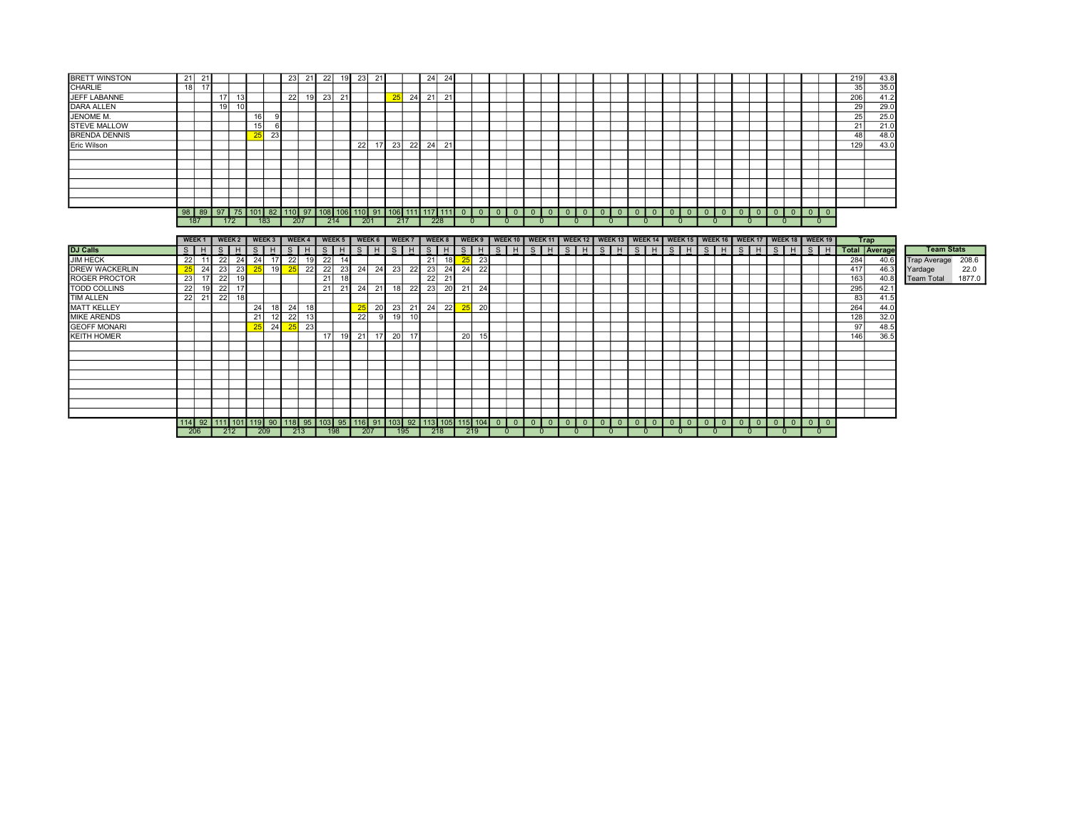| | | | | | | | | | | | | | | | | | | | | | | | | | | | | | | | | | | | | | | | | |
|---|---|---|---|---|---|---|---|---|---|---|---|---|---|---|---|---|---|---|---|---|---|---|---|---|---|---|---|---|---|---|---|---|---|---|---|---|---|---|---|---|
| BRETT WINSTON | 21 | 21 | | | | | 23 | 21 | 22 | 19 | 23 | 21 | | | 24 | 24 | | | | | | | | | | | | | | | | | | | | | | | 219 | 43.8 |
| CHARLIE | 18 | 17 | | | | | | | | | | | | | | | | | | | | | | | | | | | | | | | | | | | | | 35 | 35.0 |
| JEFF LABANNE | | | 17 | 13 | | | 22 | 19 | 23 | 21 | | | 25 | 24 | 21 | 21 | | | | | | | | | | | | | | | | | | | | | | | 206 | 41.2 |
| DARA ALLEN | | | 19 | 10 | | | | | | | | | | | | | | | | | | | | | | | | | | | | | | | | | | | 29 | 29.0 |
| JENOME M. | | | | | 16 | 9 | | | | | | | | | | | | | | | | | | | | | | | | | | | | | | | | | 25 | 25.0 |
| STEVE MALLOW | | | | | 15 | 6 | | | | | | | | | | | | | | | | | | | | | | | | | | | | | | | | | 21 | 21.0 |
| BRENDA DENNIS | | | | | 25 | 23 | | | | | | | | | | | | | | | | | | | | | | | | | | | | | | | | | 48 | 48.0 |
| Eric Wilson | | | | | | | | | | | 22 | 17 | 23 | 22 | 24 | 21 | | | | | | | | | | | | | | | | | | | | | | | 129 | 43.0 |
| | 98 | 89 | 97 | 75 | 101 | 82 | 110 | 97 | 108 | 106 | 110 | 91 | 106 | 111 | 117 | 111 | 0 | 0 | 0 | 0 | 0 | 0 | 0 | 0 | 0 | 0 | 0 | 0 | 0 | 0 | 0 | 0 | 0 | 0 | 0 | 0 | 0 | 0 | | |
| | 187 | | 172 | | 183 | | 207 | | 214 | | 201 | | 217 | | 228 | | 0 | | 0 | | 0 | | 0 | | 0 | | 0 | | 0 | | 0 | | 0 | | 0 | | 0 | | | |

| | WEEK 1 | | WEEK 2 | | WEEK 3 | | WEEK 4 | | WEEK 5 | | WEEK 6 | | WEEK 7 | | WEEK 8 | | WEEK 9 | | WEEK 10 | | WEEK 11 | | WEEK 12 | | WEEK 13 | | WEEK 14 | | WEEK 15 | | WEEK 16 | | WEEK 17 | | WEEK 18 | | WEEK 19 | | Trap | |
|---|---|---|---|---|---|---|---|---|---|---|---|---|---|---|---|---|---|---|---|---|---|---|---|---|---|---|---|---|---|---|---|---|---|---|---|---|---|---|---|---|
| **DJ Calls** | S | H | S | H | S | H | S | H | S | H | S | H | S | H | S | H | S | H | S | H | S | H | S | H | S | H | S | H | S | H | S | H | S | H | S | H | S | H | Total | Average |
| JIM HECK | 22 | 11 | 22 | 24 | 24 | 17 | 22 | 19 | 22 | 14 | | | | | 21 | 18 | 25 | 23 | | | | | | | | | | | | | | | | | | | | | 284 | 40.6 |
| DREW WACKERLIN | 25 | 24 | 23 | 23 | 25 | 19 | 25 | 22 | 22 | 23 | 24 | 24 | 23 | 22 | 23 | 24 | 24 | 22 | | | | | | | | | | | | | | | | | | | | | 417 | 46.3 |
| ROGER PROCTOR | 23 | 17 | 22 | 19 | | | | | 21 | 18 | | | | | 22 | 21 | | | | | | | | | | | | | | | | | | | | | | | 163 | 40.8 |
| TODD COLLINS | 22 | 19 | 22 | 17 | | | | | 21 | 21 | 24 | 21 | 18 | 22 | 23 | 20 | 21 | 24 | | | | | | | | | | | | | | | | | | | | | 295 | 42.1 |
| TIM ALLEN | 22 | 21 | 22 | 18 | | | | | | | | | | | | | | | | | | | | | | | | | | | | | | | | | | | 83 | 41.5 |
| MATT KELLEY | | | | | 24 | 18 | 24 | 18 | | | 25 | 20 | 23 | 21 | 24 | 22 | 25 | 20 | | | | | | | | | | | | | | | | | | | | | 264 | 44.0 |
| MIKE ARENDS | | | | | 21 | 12 | 22 | 13 | | | 22 | 9 | 19 | 10 | | | | | | | | | | | | | | | | | | | | | | | | | 128 | 32.0 |
| GEOFF MONARI | | | | | 25 | 24 | 25 | 23 | | | | | | | | | | | | | | | | | | | | | | | | | | | | | | | 97 | 48.5 |
| KEITH HOMER | | | | | | | | | 17 | 19 | 21 | 17 | 20 | 17 | | | 20 | 15 | | | | | | | | | | | | | | | | | | | | | 146 | 36.5 |
| | 114 | 92 | 111 | 101 | 119 | 90 | 118 | 95 | 103 | 95 | 116 | 91 | 103 | 92 | 113 | 105 | 115 | 104 | 0 | 0 | 0 | 0 | 0 | 0 | 0 | 0 | 0 | 0 | 0 | 0 | 0 | 0 | 0 | 0 | 0 | 0 | 0 | 0 | | |
| | 206 | | 212 | | 209 | | 213 | | 198 | | 207 | | 195 | | 218 | | 219 | | 0 | | 0 | | 0 | | 0 | | 0 | | 0 | | 0 | | 0 | | 0 | | 0 | | | |

| Team Stats | |
|---|---|
| Trap Average | 208.6 |
| Yardage | 22.0 |
| Team Total | 1877.0 |